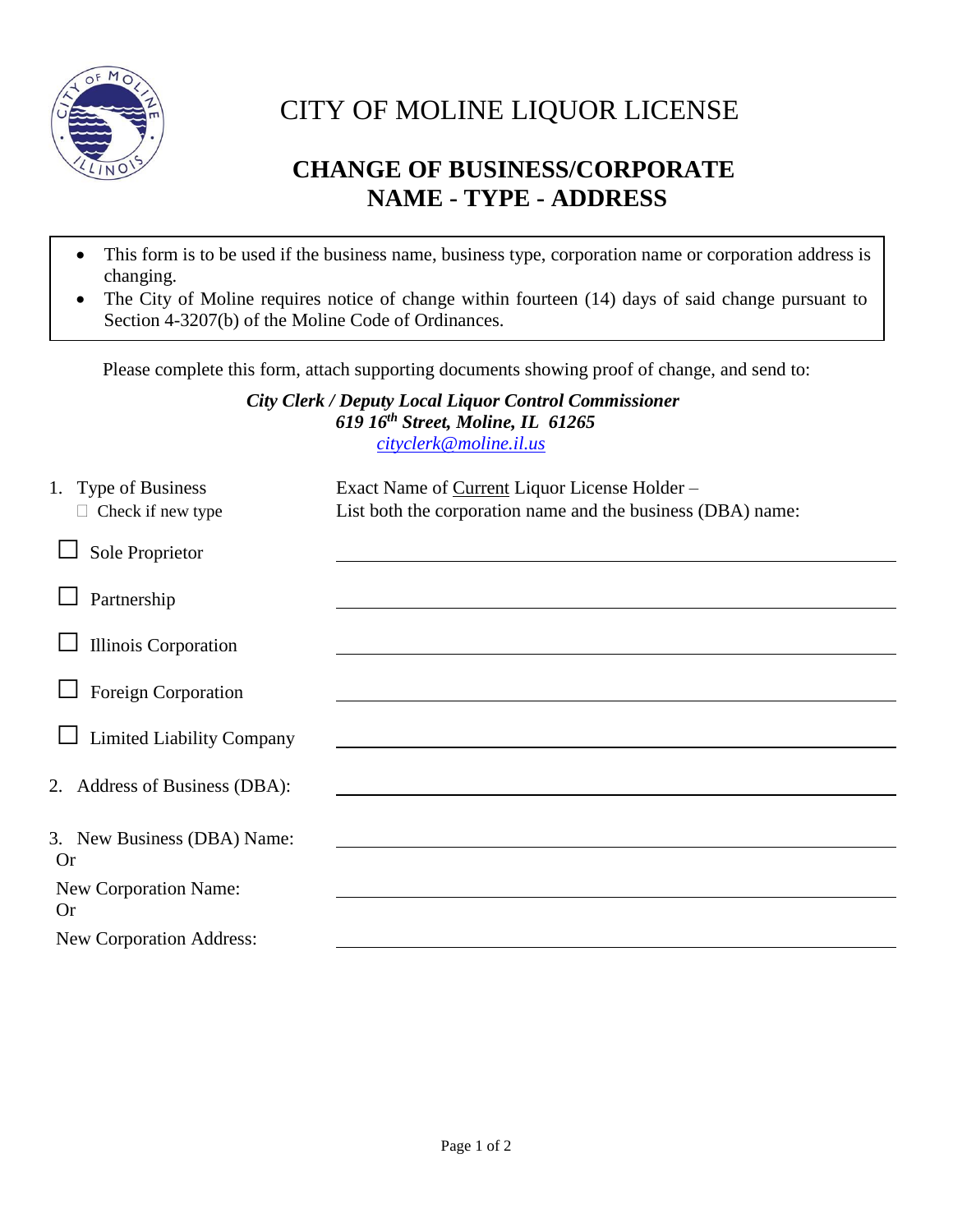# CITY OF MOLINE LIQUOR LICENSE

## CHANGE OF BUSINESS/CORPORATE NAME - TYPE - ADDRESS

- This form is to be used if the business name, business type, corporation name or corporation address is changing.
- The City of Moline requires notice of change within fourteen (14) days of said change pursuant to Section 4-3207(b) of the Moline Code of Ordinances.

Please complete this form, attach supporting documents showing proof of change, and send to:

***City Clerk / Deputy Local Liquor Control Commissioner***
***619 16th Street, Moline, IL 61265***
*cityclerk@moline.il.us*

1. Type of Business

☐ Check if new type

Exact Name of Current Liquor License Holder – List both the corporation name and the business (DBA) name:

☐ Sole Proprietor ____________________

☐ Partnership ____________________

☐ Illinois Corporation ____________________

☐ Foreign Corporation ____________________

☐ Limited Liability Company ____________________

2. Address of Business (DBA): ____________________

3. New Business (DBA) Name: ____________________

Or

New Corporation Name: ____________________

Or

New Corporation Address: ____________________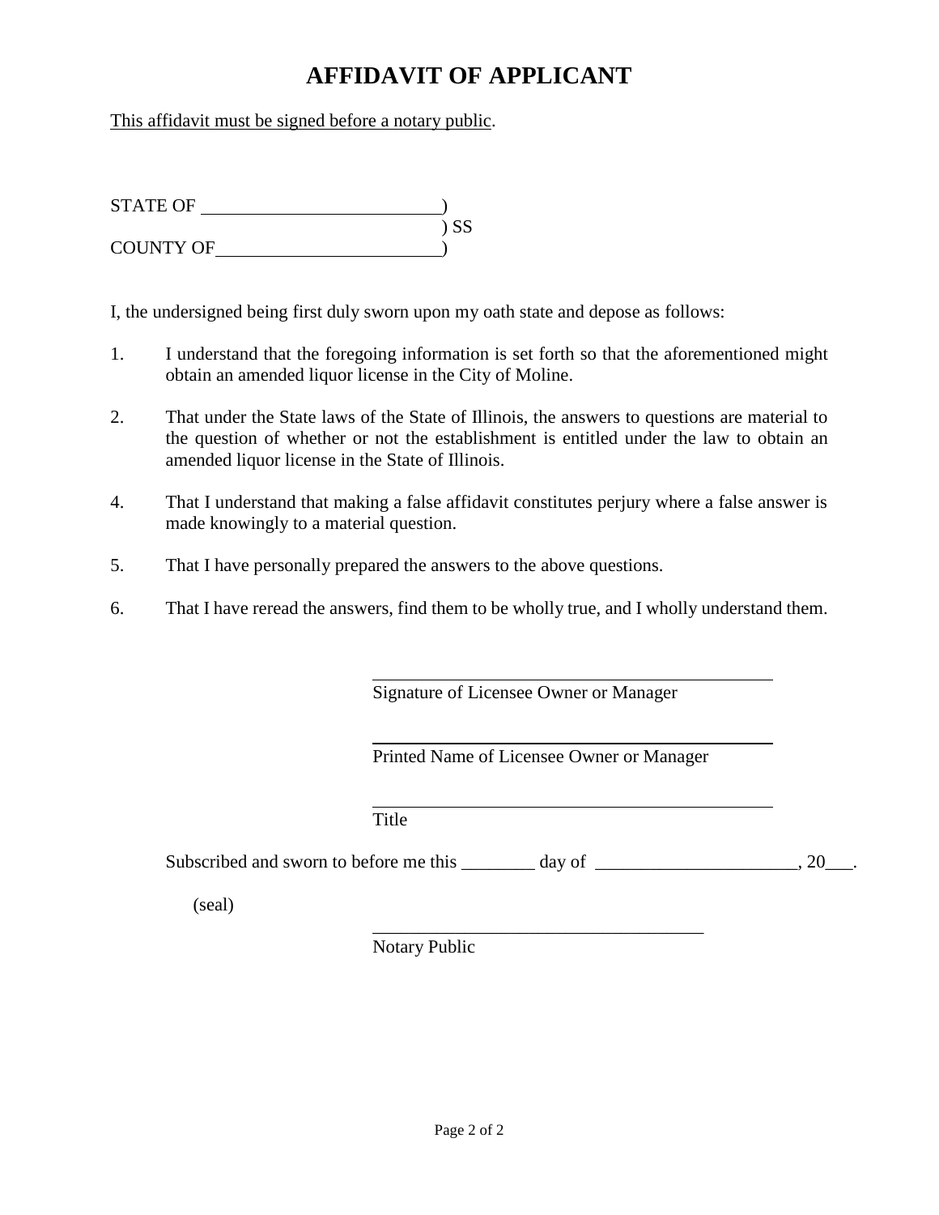# AFFIDAVIT OF APPLICANT

This affidavit must be signed before a notary public.

STATE OF ______________________)
) SS
COUNTY OF_____________________)

I, the undersigned being first duly sworn upon my oath state and depose as follows:

1. I understand that the foregoing information is set forth so that the aforementioned might obtain an amended liquor license in the City of Moline.

2. That under the State laws of the State of Illinois, the answers to questions are material to the question of whether or not the establishment is entitled under the law to obtain an amended liquor license in the State of Illinois.

4. That I understand that making a false affidavit constitutes perjury where a false answer is made knowingly to a material question.

5. That I have personally prepared the answers to the above questions.

6. That I have reread the answers, find them to be wholly true, and I wholly understand them.

_____________________________________________
Signature of Licensee Owner or Manager

_____________________________________________
Printed Name of Licensee Owner or Manager

_____________________________________________
Title

Subscribed and sworn to before me this ________ day of ______________________, 20___.

(seal)

_____________________________________
Notary Public